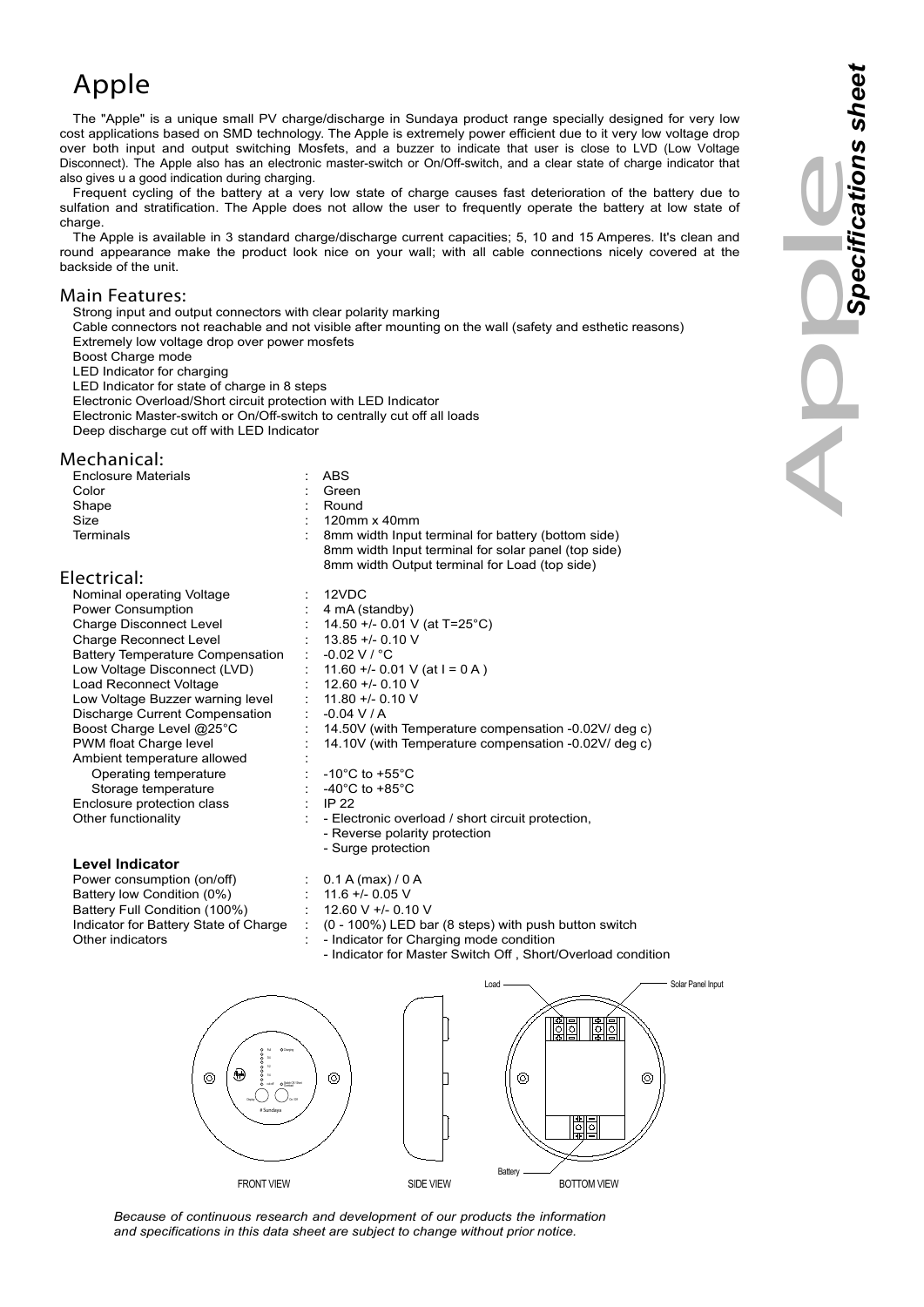# Apple

The "Apple" is a unique small PV charge/discharge in Sundaya product range specially designed for very low cost applications based on SMD technology. The Apple is extremely power efficient due to it very low voltage drop over both input and output switching Mosfets, and a buzzer to indicate that user is close to LVD (Low Voltage Disconnect). The Apple also has an electronic master-switch or On/Off-switch, and a clear state of charge indicator that also gives u a good indication during charging.

Frequent cycling of the battery at a very low state of charge causes fast deterioration of the battery due to sulfation and stratification. The Apple does not allow the user to frequently operate the battery at low state of charge.

The Apple is available in 3 standard charge/discharge current capacities; 5, 10 and 15 Amperes. It's clean and round appearance make the product look nice on your wall; with all cable connections nicely covered at the backside of the unit.

## Main Features:

Strong input and output connectors with clear polarity marking
Cable connectors not reachable and not visible after mounting on the wall (safety and esthetic reasons)
Extremely low voltage drop over power mosfets
Boost Charge mode
LED Indicator for charging
LED Indicator for state of charge in 8 steps
Electronic Overload/Short circuit protection with LED Indicator
Electronic Master-switch or On/Off-switch to centrally cut off all loads
Deep discharge cut off with LED Indicator

## Mechanical:

| | | |
|---|---|---|
| Enclosure Materials | : | ABS |
| Color | : | Green |
| Shape | : | Round |
| Size | : | 120mm x 40mm |
| Terminals | : | 8mm width Input terminal for battery (bottom side)<br>8mm width Input terminal for solar panel (top side)<br>8mm width Output terminal for Load (top side) |

## Electrical:

| | | |
|---|---|---|
| Nominal operating Voltage | : | 12VDC |
| Power Consumption | : | 4 mA (standby) |
| Charge Disconnect Level | : | 14.50 +/- 0.01 V (at T=25°C) |
| Charge Reconnect Level | : | 13.85 +/- 0.10 V |
| Battery Temperature Compensation | : | -0.02 V / °C |
| Low Voltage Disconnect (LVD) | : | 11.60 +/- 0.01 V (at I = 0 A ) |
| Load Reconnect Voltage | : | 12.60 +/- 0.10 V |
| Low Voltage Buzzer warning level | : | 11.80 +/- 0.10 V |
| Discharge Current Compensation | : | -0.04 V / A |
| Boost Charge Level @25°C | : | 14.50V (with Temperature compensation -0.02V/ deg c) |
| PWM float Charge level | : | 14.10V (with Temperature compensation -0.02V/ deg c) |
| Ambient temperature allowed | : | |
| Operating temperature | : | -10°C to +55°C |
| Storage temperature | : | -40°C to +85°C |
| Enclosure protection class | : | IP 22 |
| Other functionality | : | - Electronic overload / short circuit protection,<br>- Reverse polarity protection<br>- Surge protection |

### Level Indicator

| | | |
|---|---|---|
| Power consumption (on/off) | : | 0.1 A (max) / 0 A |
| Battery low Condition (0%) | : | 11.6 +/- 0.05 V |
| Battery Full Condition (100%) | : | 12.60 V +/- 0.10 V |
| Indicator for Battery State of Charge | : | (0 - 100%) LED bar (8 steps) with push button switch |
| Other indicators | : | - Indicator for Charging mode condition<br>- Indicator for Master Switch Off , Short/Overload condition |

Load

Solar Panel Input

Battery

FRONT VIEW

SIDE VIEW

BOTTOM VIEW

*Because of continuous research and development of our products the information and specifications in this data sheet are subject to change without prior notice.*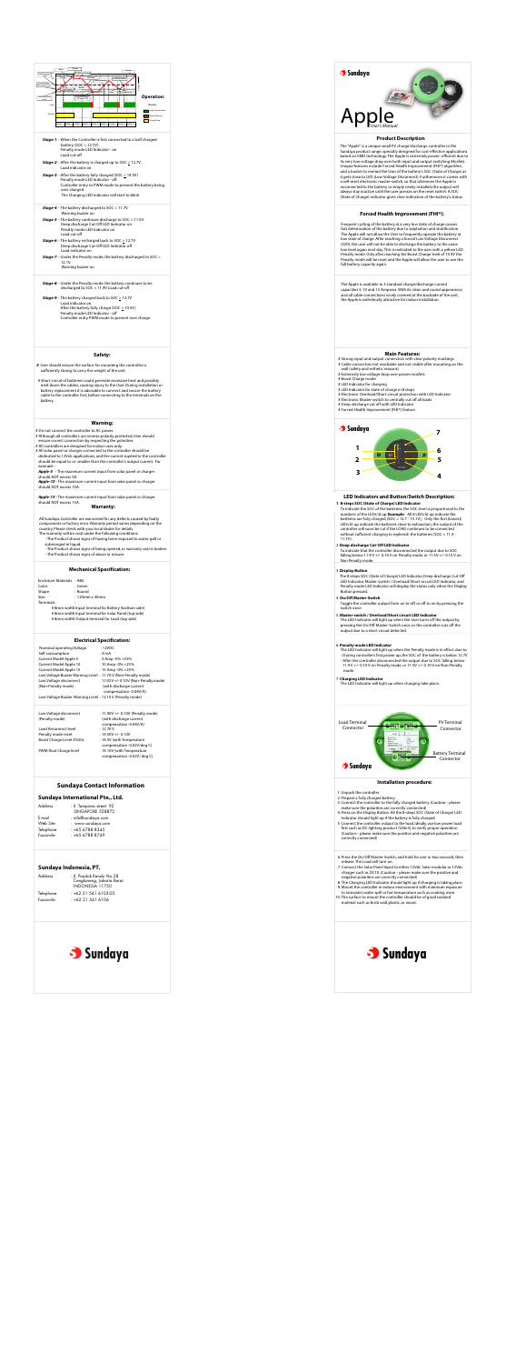## Operation:

**Stage-1** - When the Controller is first connected to a half charged battery (SOC < 12.7V).
Penalty mode LED Indicator - on
Load cut-off

**Stage-2** - When the battery is charged up to SOC ≥ 12.7V.
Load indicator on

**Stage-3** - When the battery fully charged (SOC ≥ 14.5V)
Penalty mode LED Indicator - off
Controller entry to PWM mode to prevent the battery being over charged
The Charging LED indicator will start to blink

**Stage-4** - The battery discharged to SOC < 11.7V.
Warning buzzer on

**Stage-5** - The battery continues discharge to SOC < 11.5V.
Deep discharge Cut-Off LED Indicator on
Penalty mode LED Indicator on
Load cut-off

**Stage-6** - The battery recharged back to SOC ≥ 12.7V
Deep discharge cut-off LED Indicator off
Load indicator on

**Stage-7** - Under the Penalty mode, the battery discharged to SOC < 12.1V
Warning buzzer on

**Stage-8** - Under the Penalty mode, the battery continues to be discharged to SOC < 11.9V Load cut off

**Stage-9** - The battery charged back to SOC ≥ 12.7V
Load indicator on
After the battery fully charge (SOC ≥ 14.5V)
Penalty mode LED Indicator - off
Controller entry PWM mode to prevent over charge

### Safety:

# User should ensure the surface for mounting the controller is sufficiently strong to carry the weight of the unit.

# Short circuit of batteries could generate excessive heat and possibly melt down the cables, causing injury to the User. During installation or battery replacement it is advisable to connect and secure the battery cable to the controller first, before connecting to the terminals on the battery.

### Warning:

# Do not connect the controller to AC power.
# Although all controllers are reverse polarity protected, User should ensure correct connection by respecting the polarities.
# All controllers are designed for indoor uses only.
# All solar panel or charger connected to the controller should be dedicated to 12Vdc applications, and the current applied to the controller should be equal to or smaller than the controller's output current. For example:
*Apple-5* - The maximum current input from solar panel or charger should NOT exceed 5A.
*Apple-10* - The maximum current input from solar panel or charger should NOT exceed 10A.

*Apple-15* - The maximum current input from solar panel or charger should NOT exceed 15A.

### Warranty:

All Sundaya Controller are warranted for any defects caused by faulty components or factory error. Warranty period varies depending on the country. Please check with your local dealer for details.
The warranty will be void under the following conditions:
- The Product shows sign of having been exposed to water spill or submerged in liquid.
- The Product shows signs of being opened, or warranty seal is broken.
- The Product shows signs of abuse or misuse.

### Mechanical Specification:

Enclosure Materials : ABS
Color : Green
Shape : Round
Size : 120mm x 40mm
Terminals :
4.8mm width Input Terminal for Battery (bottom side)
4.8mm width Input Terminal for Solar Panel (top side)
4.8mm width Output terminal for Load (top side)

### Electrical Specification:

| | |
|---|---|
| Nominal operating Voltage | : 12VDC |
| Self consumption | : 6 mA |
| Current Model Apple-5 | : 5 Amp -0% +25% |
| Current Model Apple-10 | : 10 Amp -0% +25% |
| Current Model Apple-15 | : 15 Amp -0% +25% |
| Low Voltage Buzzer Warning Level | : 11.70 V (Non-Penalty mode) |
| Low Voltage disconnect (Non-Penalty mode) | : 11.50V +/- 0.10V (Non-Penalty mode) (with discharge current compensation ~0.04V/A) |
| Low Voltage Buzzer Warning Level | : 12.10 V (Penalty mode) |
| Low Voltage disconnect (Penalty mode) | : 11.90V +/- 0.10V (Penalty mode) (with discharge current compensation ~0.04V/A) |
| Load Reconnect level | : 12.70 V |
| Penalty mode reset | : 14.50V +/- 0.10V |
| Boost Charge Level @25°C | : 14.5V (with Temperature compensation ~0.024V/deg C) |
| PWM-float Charge level | : 14.10V (with Temperature compensation ~0.024V/deg C) |

## Sundaya Contact Information

### Sundaya International Pte., Ltd.

Address : 8 Tampines street 92, SINGAPORE 528872
E-mail : info@sundaya.com
Web Site : www.sundaya.com
Telephone : +65 6788 8345
Facsimile : +65 6788 8749

### Sundaya Indonesia, PT.

Address : Jl. Pondok Kerak No.38, Cengkareng, Jakarta Barat, INDONESIA 11750
Telephone : +62 21 541 6100 05
Facsimile : +62 21 541 6106

Sundaya

Sundaya

# Apple
User Manual

### Product Description

The "Apple" is a unique small PV charge/discharge controller in the Sundaya product range specially designed for cost effective applications based on SMD technology. The Apple is extremely power-efficient due to its very low voltage drop over both input and output switching Mosfets. Unique features include Forced Health Improvement (FHI™) algorithm, and a buzzer to remind the User of the battery's SOC (State of Charge) as it gets close to LVD (Low Voltage Disconnect). Furthermore it comes with a self-reset electronic master-switch, so that whenever the Apple is reconnected to the battery or simply newly installed, the output will always stay inactive until the user presses on the reset switch. 8 SOC (State of Charge) LEDs provide clear indication of the battery's status.

### Forced Health Improvement (FHI™):

Frequent cycling of the battery at a very low state of charge causes fast deterioration of the battery due to sulphation and stratification. The Apple will not allow the User to frequently operate the battery at low state of charge. After a Low Voltage Disconnect (LVD), the user will not be able to discharge the battery to the same low level again next day. This is indicated to the user with a yellow LED Penalty mode. Only after reaching the Boost Charge level of 14.5V the Penalty mode will be reset and the Apple will allow the user to use the full battery capacity again.

The Apple is available in 3 standard charge/discharge current capacities 5, 10 and 15 Amperes. With its clean and round appearance, and all cable connections nicely covered at the backside of the unit, the Apple is esthetically attractive for indoor installation.

### Main Features:

# Strong input and output connectors with clear polarity markings
# Cable connectors not reachable and not visible after mounting on the wall (safety and esthetic reasons)
# Extremely low voltage drop over power mosfets
# Boost Charge mode
# LED Indicator for charging
# LED Indicator for state of charge in 8 steps
# Electronic Overload/Short circuit protection with LED Indicator
# Electronic Master-switch to centrally cut off all loads
# Deep discharge cut off with LED Indicator
# Forced Health Improvement (FHI™) feature

Sundaya

1
2
3
4
5
6
7

### LED Indicators and Button/Switch Description:

**1 8-steps SOC (State of Charge) LED Indicator**
To indicate the SOC of the batteries, the SOC level is proportional to the numbers of the LEDs lit up. **Example** - All 8 LEDs lit up indicate the batteries are fully charged (SOC = 12.7 - 13.1V). Only the first (lowest) LEDs lit up indicate the batteries close to exhaustion, the output of the controller will soon be cut off to replenish the batteries (SOC = 11.4 - 11.7V).

**2 Deep discharge Cut-Off LED Indicator**
To indicate that the controller disconnected the output due to SOC falling below 11.9V +/- 0.10 V on Penalty mode; or 11.5V +/- 0.10 V on Non Penalty mode.

**3 Display Button**
The 8-steps SOC (State of Charge) LED Indicator, Deep discharge Cut-Off LED Indicator, Master-switch / Overload/Short circuit LED Indicator, and Penalty mode LED Indicator will display the status only when the Display Button pressed.

**4 On/Off Master-Switch**
Toggle the controller output from on to off, or off to on by pressing the switch once.

**5 Master-switch / Overload/Short-circuit LED Indicator**
The LED Indicator will light up when the User turns off the output by pressing the On/Off Master-Switch once, or the controller cuts off the output due to a short circuit detected.

**6 Penalty mode LED Indicator**
The LED Indicator will light up when the Penalty mode is in effect, due to:
- During controller's first power up, the SOC of the battery is below 12.7V
- After the controller disconnected the output due to SOC falling below 11.9V +/- 0.10 V on Penalty mode or 11.5V +/- 0.10 V on Non Penalty mode.

**7 Charging LED Indicator**
The LED Indicator will light up when charging take place.

Load Terminal Connector
PV Terminal Connector
Battery Terminal Connector
Sundaya

### Installation procedure:

1. Unpack the controller.
2. Prepare a fully charged battery.
3. Connect the controller to the fully charged battery. (Caution - please make sure the polarities are correctly connected)
4. Press on the Display Button. All the 8-steps SOC (State of Charge) LED Indicator should light up if the battery is fully charged.
5. Connect the controller output to the load, ideally one low power load first such as DC lighting product, to verify proper operation. (Caution - please make sure the positive and negative polarities are correctly connected)
6. Press the On/Off Master-Switch, and hold for one or two seconds, then release. The Load will turn on.
7. Connect the Solar Panel Input to either 12Vdc Solar module or 12Vdc charger such as DC10. (Caution - please make sure the positive and negative polarities are correctly connected)
8. The Charging LED Indicator should light up if charging is taking place.
9. Mount the controller in indoor environment with minimum exposure to corrosive water spill or hot temperature such as cooking oven.
10. The surface to mount the controller should be of good isolated material such as brick wall, plastic, or wood.

Sundaya